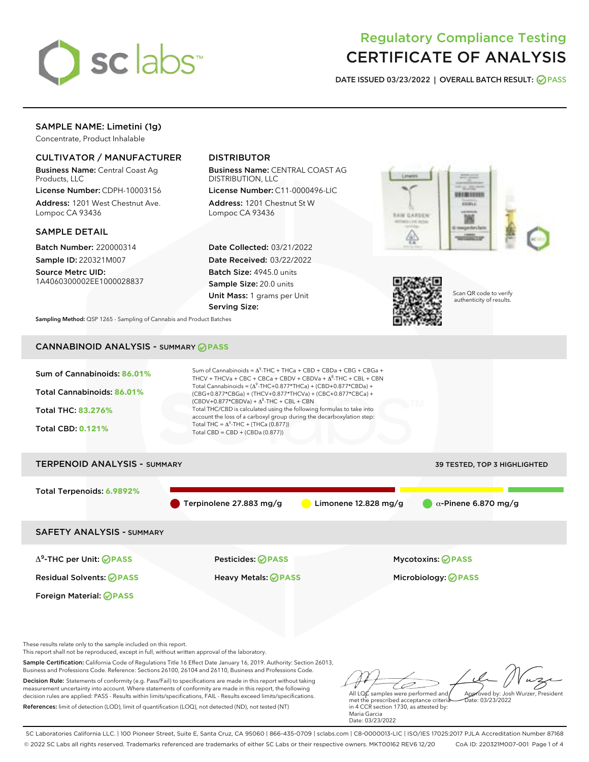# Regulatory Compliance Testing
# CERTIFICATE OF ANALYSIS

**DATE ISSUED 03/23/2022 | OVERALL BATCH RESULT: PASS**

## SAMPLE NAME: Limetini (1g)

Concentrate, Product Inhalable

### CULTIVATOR / MANUFACTURER

**Business Name:** Central Coast Ag Products, LLC

**License Number:** CDPH-10003156

**Address:** 1201 West Chestnut Ave. Lompoc CA 93436

### DISTRIBUTOR

**Business Name:** CENTRAL COAST AG DISTRIBUTION, LLC

**License Number:** C11-0000496-LIC

**Address:** 1201 Chestnut St W Lompoc CA 93436

### SAMPLE DETAIL

**Batch Number:** 220000314

**Sample ID:** 220321M007

**Source Metrc UID:** 1A4060300002EE1000028837

**Date Collected:** 03/21/2022

**Date Received:** 03/22/2022

**Batch Size:** 4945.0 units

**Sample Size:** 20.0 units

**Unit Mass:** 1 grams per Unit

**Serving Size:**

Scan QR code to verify authenticity of results.

**Sampling Method:** QSP 1265 - Sampling of Cannabis and Product Batches

## CANNABINOID ANALYSIS - SUMMARY PASS

**Sum of Cannabinoids:** 86.01%

**Total Cannabinoids:** 86.01%

**Total THC:** 83.276%

**Total CBD:** 0.121%

Sum of Cannabinoids = $\Delta^9$-THC + THCa + CBD + CBDa + CBG + CBGa + THCV + THCVa + CBC + CBCa + CBDV + CBDVa + $\Delta^8$-THC + CBL + CBN

Total Cannabinoids = ($\Delta^9$-THC+0.877*THCa) + (CBD+0.877*CBDa) + (CBG+0.877*CBGa) + (THCV+0.877*THCVa) + (CBC+0.877*CBCa) + (CBDV+0.877*CBDVa) + $\Delta^8$-THC + CBL + CBN

Total THC/CBD is calculated using the following formulas to take into account the loss of a carboxyl group during the decarboxylation step:

Total THC = $\Delta^9$-THC + (THCa (0.877))

Total CBD = CBD + (CBDa (0.877))

## TERPENOID ANALYSIS - SUMMARY

39 TESTED, TOP 3 HIGHLIGHTED

**Total Terpenoids:** 6.9892%

Terpinolene 27.883 mg/g | Limonene 12.828 mg/g | α-Pinene 6.870 mg/g

## SAFETY ANALYSIS - SUMMARY

| | | |
|---|---|---|
| $\Delta^9$-THC per Unit: PASS | Pesticides: PASS | Mycotoxins: PASS |
| Residual Solvents: PASS | Heavy Metals: PASS | Microbiology: PASS |
| Foreign Material: PASS | | |

These results relate only to the sample included on this report.
This report shall not be reproduced, except in full, without written approval of the laboratory.

**Sample Certification:** California Code of Regulations Title 16 Effect Date January 16, 2019. Authority: Section 26013, Business and Professions Code. Reference: Sections 26100, 26104 and 26110, Business and Professions Code.

**Decision Rule:** Statements of conformity (e.g. Pass/Fail) to specifications are made in this report without taking measurement uncertainty into account. Where statements of conformity are made in this report, the following decision rules are applied: PASS - Results within limits/specifications, FAIL - Results exceed limits/specifications.

**References:** limit of detection (LOD), limit of quantification (LOQ), not detected (ND), not tested (NT)

All LQC samples were performed and met the prescribed acceptance criteria in 4 CCR section 1730, as attested by: Maria Garcia
Date: 03/23/2022

Approved by: Josh Wurzer, President
Date: 03/23/2022

SC Laboratories California LLC. | 100 Pioneer Street, Suite E, Santa Cruz, CA 95060 | 866-435-0709 | sclabs.com | C8-0000013-LIC | ISO/IES 17025:2017 PJLA Accreditation Number 87168
© 2022 SC Labs all rights reserved. Trademarks referenced are trademarks of either SC Labs or their respective owners. MKT00162 REV6 12/20 CoA ID: 220321M007-001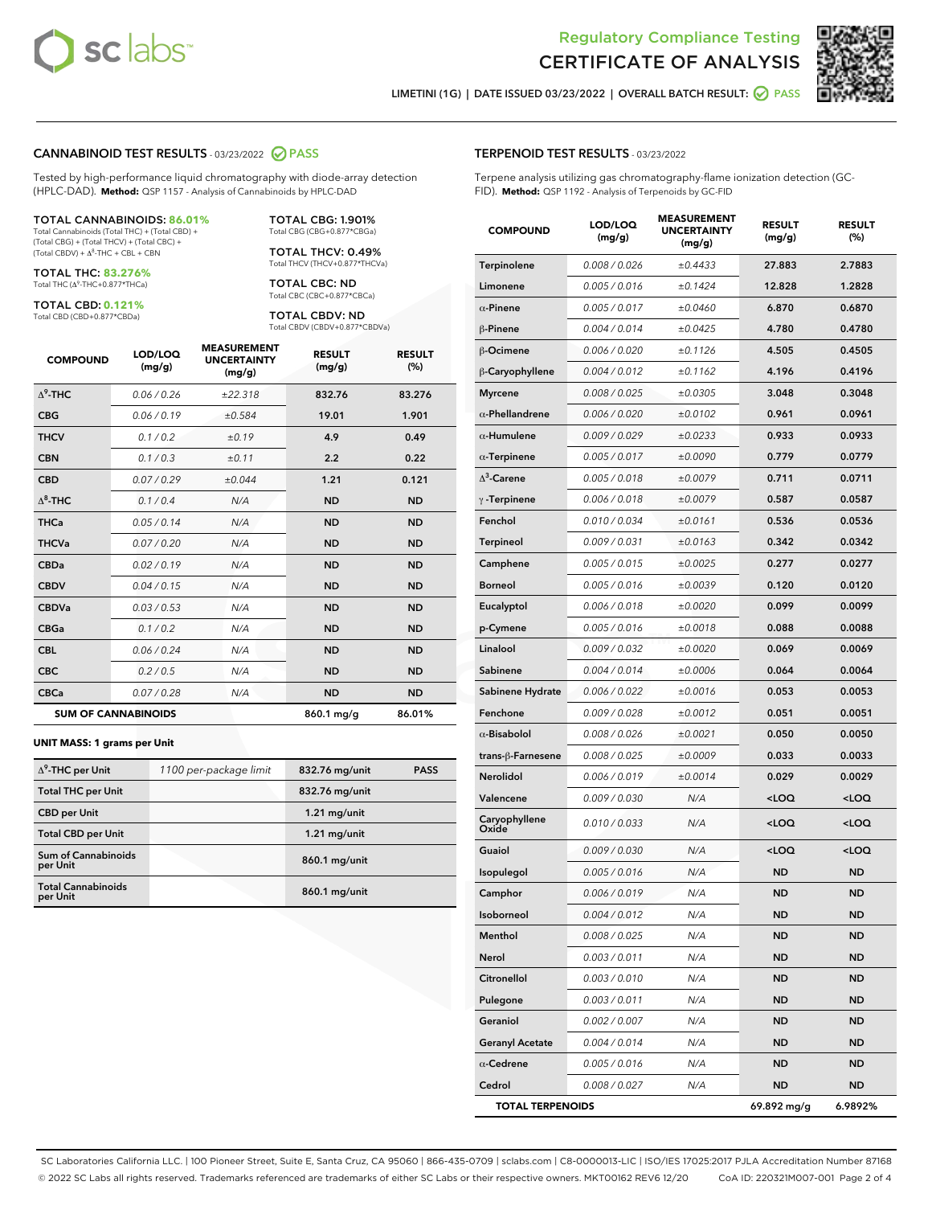# Regulatory Compliance Testing
# CERTIFICATE OF ANALYSIS

LIMETINI (1G) | DATE ISSUED 03/23/2022 | OVERALL BATCH RESULT: PASS

## CANNABINOID TEST RESULTS - 03/23/2022 PASS

Tested by high-performance liquid chromatography with diode-array detection (HPLC-DAD). **Method:** QSP 1157 - Analysis of Cannabinoids by HPLC-DAD

**TOTAL CANNABINOIDS: 86.01%**
Total Cannabinoids (Total THC) + (Total CBD) + (Total CBG) + (Total THCV) + (Total CBC) + (Total CBDV) + $\Delta^8$-THC + CBL + CBN

**TOTAL THC: 83.276%**
Total THC ($\Delta^9$-THC+0.877*THCa)

**TOTAL CBD: 0.121%**
Total CBD (CBD+0.877*CBDa)

**TOTAL CBG: 1.901%**
Total CBG (CBG+0.877*CBGa)

**TOTAL THCV: 0.49%**
Total THCV (THCV+0.877*THCVa)

**TOTAL CBC: ND**
Total CBC (CBC+0.877*CBCa)

**TOTAL CBDV: ND**
Total CBDV (CBDV+0.877*CBDVa)

| COMPOUND | LOD/LOQ (mg/g) | MEASUREMENT UNCERTAINTY (mg/g) | RESULT (mg/g) | RESULT (%) |
|---|---|---|---|---|
| $\Delta^9$-THC | 0.06 / 0.26 | ±22.318 | 832.76 | 83.276 |
| CBG | 0.06 / 0.19 | ±0.584 | 19.01 | 1.901 |
| THCV | 0.1 / 0.2 | ±0.19 | 4.9 | 0.49 |
| CBN | 0.1 / 0.3 | ±0.11 | 2.2 | 0.22 |
| CBD | 0.07 / 0.29 | ±0.044 | 1.21 | 0.121 |
| $\Delta^8$-THC | 0.1 / 0.4 | N/A | ND | ND |
| THCa | 0.05 / 0.14 | N/A | ND | ND |
| THCVa | 0.07 / 0.20 | N/A | ND | ND |
| CBDa | 0.02 / 0.19 | N/A | ND | ND |
| CBDV | 0.04 / 0.15 | N/A | ND | ND |
| CBDVa | 0.03 / 0.53 | N/A | ND | ND |
| CBGa | 0.1 / 0.2 | N/A | ND | ND |
| CBL | 0.06 / 0.24 | N/A | ND | ND |
| CBC | 0.2 / 0.5 | N/A | ND | ND |
| CBCa | 0.07 / 0.28 | N/A | ND | ND |
| **SUM OF CANNABINOIDS** | | | 860.1 mg/g | 86.01% |

**UNIT MASS: 1 grams per Unit**

| | | | |
|---|---|---|---|
| $\Delta^9$-THC per Unit | 1100 per-package limit | 832.76 mg/unit | PASS |
| Total THC per Unit | | 832.76 mg/unit | |
| CBD per Unit | | 1.21 mg/unit | |
| Total CBD per Unit | | 1.21 mg/unit | |
| Sum of Cannabinoids per Unit | | 860.1 mg/unit | |
| Total Cannabinoids per Unit | | 860.1 mg/unit | |

## TERPENOID TEST RESULTS - 03/23/2022

Terpene analysis utilizing gas chromatography-flame ionization detection (GC-FID). **Method:** QSP 1192 - Analysis of Terpenoids by GC-FID

| COMPOUND | LOD/LOQ (mg/g) | MEASUREMENT UNCERTAINTY (mg/g) | RESULT (mg/g) | RESULT (%) |
|---|---|---|---|---|
| Terpinolene | 0.008 / 0.026 | ±0.4433 | 27.883 | 2.7883 |
| Limonene | 0.005 / 0.016 | ±0.1424 | 12.828 | 1.2828 |
| α-Pinene | 0.005 / 0.017 | ±0.0460 | 6.870 | 0.6870 |
| β-Pinene | 0.004 / 0.014 | ±0.0425 | 4.780 | 0.4780 |
| β-Ocimene | 0.006 / 0.020 | ±0.1126 | 4.505 | 0.4505 |
| β-Caryophyllene | 0.004 / 0.012 | ±0.1162 | 4.196 | 0.4196 |
| Myrcene | 0.008 / 0.025 | ±0.0305 | 3.048 | 0.3048 |
| α-Phellandrene | 0.006 / 0.020 | ±0.0102 | 0.961 | 0.0961 |
| α-Humulene | 0.009 / 0.029 | ±0.0233 | 0.933 | 0.0933 |
| α-Terpinene | 0.005 / 0.017 | ±0.0090 | 0.779 | 0.0779 |
| $\Delta^3$-Carene | 0.005 / 0.018 | ±0.0079 | 0.711 | 0.0711 |
| γ-Terpinene | 0.006 / 0.018 | ±0.0079 | 0.587 | 0.0587 |
| Fenchol | 0.010 / 0.034 | ±0.0161 | 0.536 | 0.0536 |
| Terpineol | 0.009 / 0.031 | ±0.0163 | 0.342 | 0.0342 |
| Camphene | 0.005 / 0.015 | ±0.0025 | 0.277 | 0.0277 |
| Borneol | 0.005 / 0.016 | ±0.0039 | 0.120 | 0.0120 |
| Eucalyptol | 0.006 / 0.018 | ±0.0020 | 0.099 | 0.0099 |
| p-Cymene | 0.005 / 0.016 | ±0.0018 | 0.088 | 0.0088 |
| Linalool | 0.009 / 0.032 | ±0.0020 | 0.069 | 0.0069 |
| Sabinene | 0.004 / 0.014 | ±0.0006 | 0.064 | 0.0064 |
| Sabinene Hydrate | 0.006 / 0.022 | ±0.0016 | 0.053 | 0.0053 |
| Fenchone | 0.009 / 0.028 | ±0.0012 | 0.051 | 0.0051 |
| α-Bisabolol | 0.008 / 0.026 | ±0.0021 | 0.050 | 0.0050 |
| trans-β-Farnesene | 0.008 / 0.025 | ±0.0009 | 0.033 | 0.0033 |
| Nerolidol | 0.006 / 0.019 | ±0.0014 | 0.029 | 0.0029 |
| Valencene | 0.009 / 0.030 | N/A | <LOQ | <LOQ |
| Caryophyllene Oxide | 0.010 / 0.033 | N/A | <LOQ | <LOQ |
| Guaiol | 0.009 / 0.030 | N/A | <LOQ | <LOQ |
| Isopulegol | 0.005 / 0.016 | N/A | ND | ND |
| Camphor | 0.006 / 0.019 | N/A | ND | ND |
| Isoborneol | 0.004 / 0.012 | N/A | ND | ND |
| Menthol | 0.008 / 0.025 | N/A | ND | ND |
| Nerol | 0.003 / 0.011 | N/A | ND | ND |
| Citronellol | 0.003 / 0.010 | N/A | ND | ND |
| Pulegone | 0.003 / 0.011 | N/A | ND | ND |
| Geraniol | 0.002 / 0.007 | N/A | ND | ND |
| Geranyl Acetate | 0.004 / 0.014 | N/A | ND | ND |
| α-Cedrene | 0.005 / 0.016 | N/A | ND | ND |
| Cedrol | 0.008 / 0.027 | N/A | ND | ND |
| **TOTAL TERPENOIDS** | | | 69.892 mg/g | 6.9892% |

SC Laboratories California LLC. | 100 Pioneer Street, Suite E, Santa Cruz, CA 95060 | 866-435-0709 | sclabs.com | C8-0000013-LIC | ISO/IES 17025:2017 PJLA Accreditation Number 87168
© 2022 SC Labs all rights reserved. Trademarks referenced are trademarks of either SC Labs or their respective owners. MKT00162 REV6 12/20 CoA ID: 220321M007-001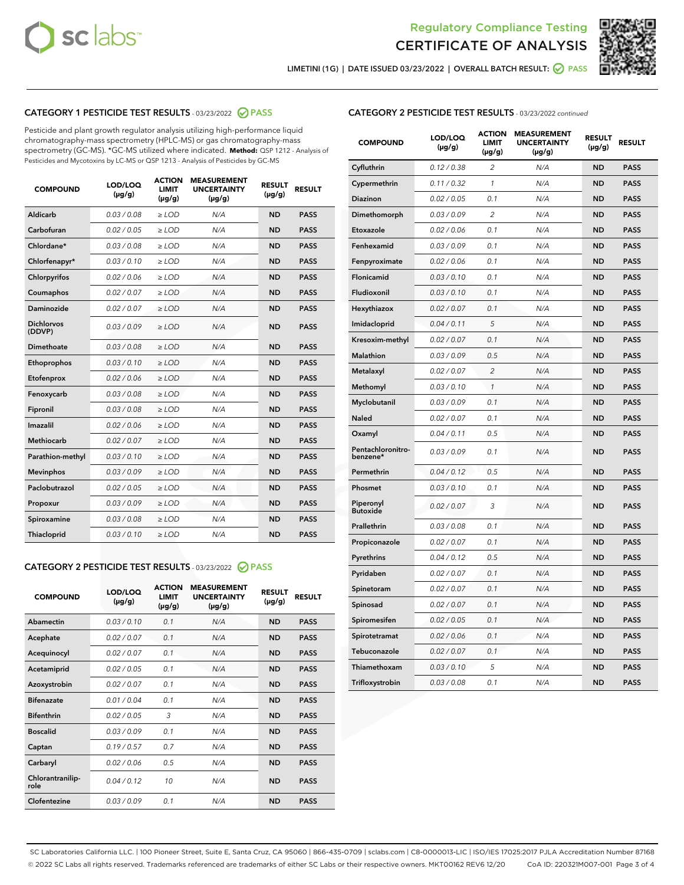## Regulatory Compliance Testing
# CERTIFICATE OF ANALYSIS

LIMETINI (1G) | DATE ISSUED 03/23/2022 | OVERALL BATCH RESULT: PASS

### CATEGORY 1 PESTICIDE TEST RESULTS - 03/23/2022 PASS

Pesticide and plant growth regulator analysis utilizing high-performance liquid chromatography-mass spectrometry (HPLC-MS) or gas chromatography-mass spectrometry (GC-MS). *GC-MS utilized where indicated. **Method:** QSP 1212 - Analysis of Pesticides and Mycotoxins by LC-MS or QSP 1213 - Analysis of Pesticides by GC-MS

| COMPOUND | LOD/LOQ (µg/g) | ACTION LIMIT (µg/g) | MEASUREMENT UNCERTAINTY (µg/g) | RESULT (µg/g) | RESULT |
|---|---|---|---|---|---|
| Aldicarb | 0.03 / 0.08 | ≥ LOD | N/A | ND | PASS |
| Carbofuran | 0.02 / 0.05 | ≥ LOD | N/A | ND | PASS |
| Chlordane* | 0.03 / 0.08 | ≥ LOD | N/A | ND | PASS |
| Chlorfenapyr* | 0.03 / 0.10 | ≥ LOD | N/A | ND | PASS |
| Chlorpyrifos | 0.02 / 0.06 | ≥ LOD | N/A | ND | PASS |
| Coumaphos | 0.02 / 0.07 | ≥ LOD | N/A | ND | PASS |
| Daminozide | 0.02 / 0.07 | ≥ LOD | N/A | ND | PASS |
| Dichlorvos (DDVP) | 0.03 / 0.09 | ≥ LOD | N/A | ND | PASS |
| Dimethoate | 0.03 / 0.08 | ≥ LOD | N/A | ND | PASS |
| Ethoprophos | 0.03 / 0.10 | ≥ LOD | N/A | ND | PASS |
| Etofenprox | 0.02 / 0.06 | ≥ LOD | N/A | ND | PASS |
| Fenoxycarb | 0.03 / 0.08 | ≥ LOD | N/A | ND | PASS |
| Fipronil | 0.03 / 0.08 | ≥ LOD | N/A | ND | PASS |
| Imazalil | 0.02 / 0.06 | ≥ LOD | N/A | ND | PASS |
| Methiocarb | 0.02 / 0.07 | ≥ LOD | N/A | ND | PASS |
| Parathion-methyl | 0.03 / 0.10 | ≥ LOD | N/A | ND | PASS |
| Mevinphos | 0.03 / 0.09 | ≥ LOD | N/A | ND | PASS |
| Paclobutrazol | 0.02 / 0.05 | ≥ LOD | N/A | ND | PASS |
| Propoxur | 0.03 / 0.09 | ≥ LOD | N/A | ND | PASS |
| Spiroxamine | 0.03 / 0.08 | ≥ LOD | N/A | ND | PASS |
| Thiacloprid | 0.03 / 0.10 | ≥ LOD | N/A | ND | PASS |

### CATEGORY 2 PESTICIDE TEST RESULTS - 03/23/2022 PASS

| COMPOUND | LOD/LOQ (µg/g) | ACTION LIMIT (µg/g) | MEASUREMENT UNCERTAINTY (µg/g) | RESULT (µg/g) | RESULT |
|---|---|---|---|---|---|
| Abamectin | 0.03 / 0.10 | 0.1 | N/A | ND | PASS |
| Acephate | 0.02 / 0.07 | 0.1 | N/A | ND | PASS |
| Acequinocyl | 0.02 / 0.07 | 0.1 | N/A | ND | PASS |
| Acetamiprid | 0.02 / 0.05 | 0.1 | N/A | ND | PASS |
| Azoxystrobin | 0.02 / 0.07 | 0.1 | N/A | ND | PASS |
| Bifenazate | 0.01 / 0.04 | 0.1 | N/A | ND | PASS |
| Bifenthrin | 0.02 / 0.05 | 3 | N/A | ND | PASS |
| Boscalid | 0.03 / 0.09 | 0.1 | N/A | ND | PASS |
| Captan | 0.19 / 0.57 | 0.7 | N/A | ND | PASS |
| Carbaryl | 0.02 / 0.06 | 0.5 | N/A | ND | PASS |
| Chlorantraniliprole | 0.04 / 0.12 | 10 | N/A | ND | PASS |
| Clofentezine | 0.03 / 0.09 | 0.1 | N/A | ND | PASS |
| Cyfluthrin | 0.12 / 0.38 | 2 | N/A | ND | PASS |
| Cypermethrin | 0.11 / 0.32 | 1 | N/A | ND | PASS |
| Diazinon | 0.02 / 0.05 | 0.1 | N/A | ND | PASS |
| Dimethomorph | 0.03 / 0.09 | 2 | N/A | ND | PASS |
| Etoxazole | 0.02 / 0.06 | 0.1 | N/A | ND | PASS |
| Fenhexamid | 0.03 / 0.09 | 0.1 | N/A | ND | PASS |
| Fenpyroximate | 0.02 / 0.06 | 0.1 | N/A | ND | PASS |
| Flonicamid | 0.03 / 0.10 | 0.1 | N/A | ND | PASS |
| Fludioxonil | 0.03 / 0.10 | 0.1 | N/A | ND | PASS |
| Hexythiazox | 0.02 / 0.07 | 0.1 | N/A | ND | PASS |
| Imidacloprid | 0.04 / 0.11 | 5 | N/A | ND | PASS |
| Kresoxim-methyl | 0.02 / 0.07 | 0.1 | N/A | ND | PASS |
| Malathion | 0.03 / 0.09 | 0.5 | N/A | ND | PASS |
| Metalaxyl | 0.02 / 0.07 | 2 | N/A | ND | PASS |
| Methomyl | 0.03 / 0.10 | 1 | N/A | ND | PASS |
| Myclobutanil | 0.03 / 0.09 | 0.1 | N/A | ND | PASS |
| Naled | 0.02 / 0.07 | 0.1 | N/A | ND | PASS |
| Oxamyl | 0.04 / 0.11 | 0.5 | N/A | ND | PASS |
| Pentachloronitrobenzene* | 0.03 / 0.09 | 0.1 | N/A | ND | PASS |
| Permethrin | 0.04 / 0.12 | 0.5 | N/A | ND | PASS |
| Phosmet | 0.03 / 0.10 | 0.1 | N/A | ND | PASS |
| Piperonyl Butoxide | 0.02 / 0.07 | 3 | N/A | ND | PASS |
| Prallethrin | 0.03 / 0.08 | 0.1 | N/A | ND | PASS |
| Propiconazole | 0.02 / 0.07 | 0.1 | N/A | ND | PASS |
| Pyrethrins | 0.04 / 0.12 | 0.5 | N/A | ND | PASS |
| Pyridaben | 0.02 / 0.07 | 0.1 | N/A | ND | PASS |
| Spinetoram | 0.02 / 0.07 | 0.1 | N/A | ND | PASS |
| Spinosad | 0.02 / 0.07 | 0.1 | N/A | ND | PASS |
| Spiromesifen | 0.02 / 0.05 | 0.1 | N/A | ND | PASS |
| Spirotetramat | 0.02 / 0.06 | 0.1 | N/A | ND | PASS |
| Tebuconazole | 0.02 / 0.07 | 0.1 | N/A | ND | PASS |
| Thiamethoxam | 0.03 / 0.10 | 5 | N/A | ND | PASS |
| Trifloxystrobin | 0.03 / 0.08 | 0.1 | N/A | ND | PASS |

SC Laboratories California LLC. | 100 Pioneer Street, Suite E, Santa Cruz, CA 95060 | 866-435-0709 | sclabs.com | C8-0000013-LIC | ISO/IES 17025:2017 PJLA Accreditation Number 87168
© 2022 SC Labs all rights reserved. Trademarks referenced are trademarks of either SC Labs or their respective owners. MKT00162 REV6 12/20 CoA ID: 220321M007-001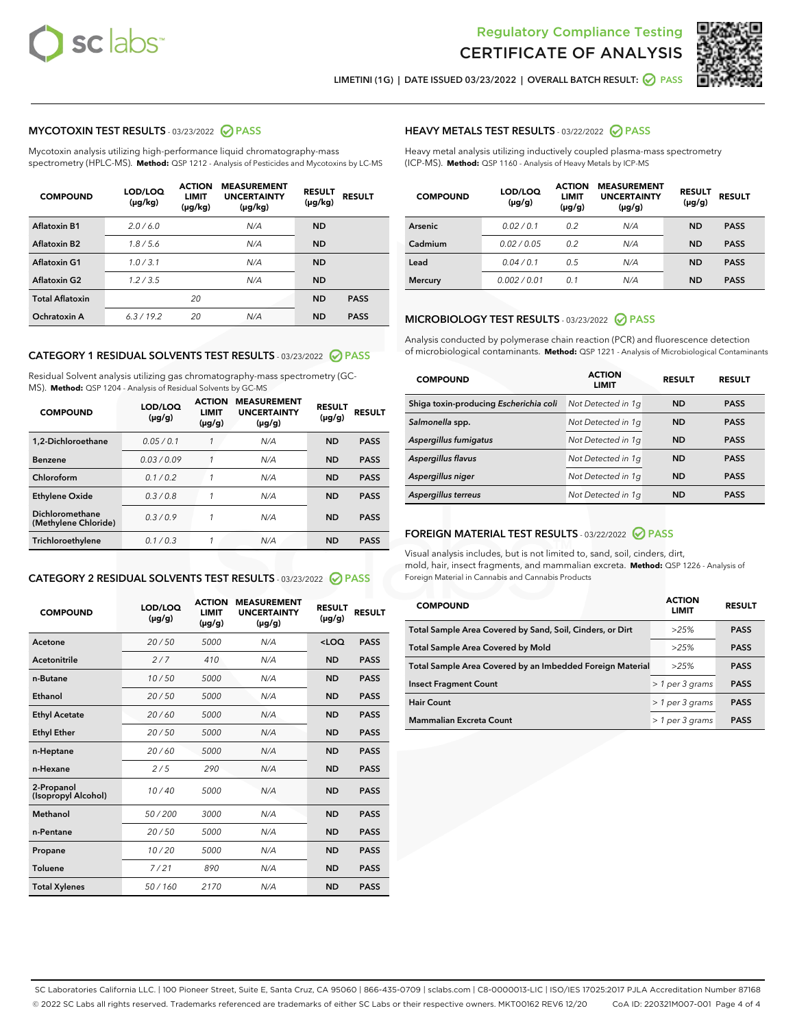Regulatory Compliance Testing

# CERTIFICATE OF ANALYSIS

LIMETINI (1G) | DATE ISSUED 03/23/2022 | OVERALL BATCH RESULT: PASS

## MYCOTOXIN TEST RESULTS - 03/23/2022 PASS

Mycotoxin analysis utilizing high-performance liquid chromatography-mass spectrometry (HPLC-MS). **Method:** QSP 1212 - Analysis of Pesticides and Mycotoxins by LC-MS

| COMPOUND | LOD/LOQ (µg/kg) | ACTION LIMIT (µg/kg) | MEASUREMENT UNCERTAINTY (µg/kg) | RESULT (µg/kg) | RESULT |
|---|---|---|---|---|---|
| Aflatoxin B1 | 2.0 / 6.0 | | N/A | ND | |
| Aflatoxin B2 | 1.8 / 5.6 | | N/A | ND | |
| Aflatoxin G1 | 1.0 / 3.1 | | N/A | ND | |
| Aflatoxin G2 | 1.2 / 3.5 | | N/A | ND | |
| Total Aflatoxin | | 20 | | ND | PASS |
| Ochratoxin A | 6.3 / 19.2 | 20 | N/A | ND | PASS |

## CATEGORY 1 RESIDUAL SOLVENTS TEST RESULTS - 03/23/2022 PASS

Residual Solvent analysis utilizing gas chromatography-mass spectrometry (GC-MS). **Method:** QSP 1204 - Analysis of Residual Solvents by GC-MS

| COMPOUND | LOD/LOQ (µg/g) | ACTION LIMIT (µg/g) | MEASUREMENT UNCERTAINTY (µg/g) | RESULT (µg/g) | RESULT |
|---|---|---|---|---|---|
| 1,2-Dichloroethane | 0.05 / 0.1 | 1 | N/A | ND | PASS |
| Benzene | 0.03 / 0.09 | 1 | N/A | ND | PASS |
| Chloroform | 0.1 / 0.2 | 1 | N/A | ND | PASS |
| Ethylene Oxide | 0.3 / 0.8 | 1 | N/A | ND | PASS |
| Dichloromethane (Methylene Chloride) | 0.3 / 0.9 | 1 | N/A | ND | PASS |
| Trichloroethylene | 0.1 / 0.3 | 1 | N/A | ND | PASS |

## CATEGORY 2 RESIDUAL SOLVENTS TEST RESULTS - 03/23/2022 PASS

| COMPOUND | LOD/LOQ (µg/g) | ACTION LIMIT (µg/g) | MEASUREMENT UNCERTAINTY (µg/g) | RESULT (µg/g) | RESULT |
|---|---|---|---|---|---|
| Acetone | 20 / 50 | 5000 | N/A | <LOQ | PASS |
| Acetonitrile | 2 / 7 | 410 | N/A | ND | PASS |
| n-Butane | 10 / 50 | 5000 | N/A | ND | PASS |
| Ethanol | 20 / 50 | 5000 | N/A | ND | PASS |
| Ethyl Acetate | 20 / 60 | 5000 | N/A | ND | PASS |
| Ethyl Ether | 20 / 50 | 5000 | N/A | ND | PASS |
| n-Heptane | 20 / 60 | 5000 | N/A | ND | PASS |
| n-Hexane | 2 / 5 | 290 | N/A | ND | PASS |
| 2-Propanol (Isopropyl Alcohol) | 10 / 40 | 5000 | N/A | ND | PASS |
| Methanol | 50 / 200 | 3000 | N/A | ND | PASS |
| n-Pentane | 20 / 50 | 5000 | N/A | ND | PASS |
| Propane | 10 / 20 | 5000 | N/A | ND | PASS |
| Toluene | 7 / 21 | 890 | N/A | ND | PASS |
| Total Xylenes | 50 / 160 | 2170 | N/A | ND | PASS |

## HEAVY METALS TEST RESULTS - 03/22/2022 PASS

Heavy metal analysis utilizing inductively coupled plasma-mass spectrometry (ICP-MS). **Method:** QSP 1160 - Analysis of Heavy Metals by ICP-MS

| COMPOUND | LOD/LOQ (µg/g) | ACTION LIMIT (µg/g) | MEASUREMENT UNCERTAINTY (µg/g) | RESULT (µg/g) | RESULT |
|---|---|---|---|---|---|
| Arsenic | 0.02 / 0.1 | 0.2 | N/A | ND | PASS |
| Cadmium | 0.02 / 0.05 | 0.2 | N/A | ND | PASS |
| Lead | 0.04 / 0.1 | 0.5 | N/A | ND | PASS |
| Mercury | 0.002 / 0.01 | 0.1 | N/A | ND | PASS |

## MICROBIOLOGY TEST RESULTS - 03/23/2022 PASS

Analysis conducted by polymerase chain reaction (PCR) and fluorescence detection of microbiological contaminants. **Method:** QSP 1221 - Analysis of Microbiological Contaminants

| COMPOUND | ACTION LIMIT | RESULT | RESULT |
|---|---|---|---|
| Shiga toxin-producing *Escherichia coli* | Not Detected in 1g | ND | PASS |
| *Salmonella* spp. | Not Detected in 1g | ND | PASS |
| *Aspergillus fumigatus* | Not Detected in 1g | ND | PASS |
| *Aspergillus flavus* | Not Detected in 1g | ND | PASS |
| *Aspergillus niger* | Not Detected in 1g | ND | PASS |
| *Aspergillus terreus* | Not Detected in 1g | ND | PASS |

## FOREIGN MATERIAL TEST RESULTS - 03/22/2022 PASS

Visual analysis includes, but is not limited to, sand, soil, cinders, dirt, mold, hair, insect fragments, and mammalian excreta. **Method:** QSP 1226 - Analysis of Foreign Material in Cannabis and Cannabis Products

| COMPOUND | ACTION LIMIT | RESULT |
|---|---|---|
| Total Sample Area Covered by Sand, Soil, Cinders, or Dirt | >25% | PASS |
| Total Sample Area Covered by Mold | >25% | PASS |
| Total Sample Area Covered by an Imbedded Foreign Material | >25% | PASS |
| Insect Fragment Count | > 1 per 3 grams | PASS |
| Hair Count | > 1 per 3 grams | PASS |
| Mammalian Excreta Count | > 1 per 3 grams | PASS |

SC Laboratories California LLC. | 100 Pioneer Street, Suite E, Santa Cruz, CA 95060 | 866-435-0709 | sclabs.com | C8-0000013-LIC | ISO/IES 17025:2017 PJLA Accreditation Number 87168
© 2022 SC Labs all rights reserved. Trademarks referenced are trademarks of either SC Labs or their respective owners. MKT00162 REV6 12/20 CoA ID: 220321M007-001